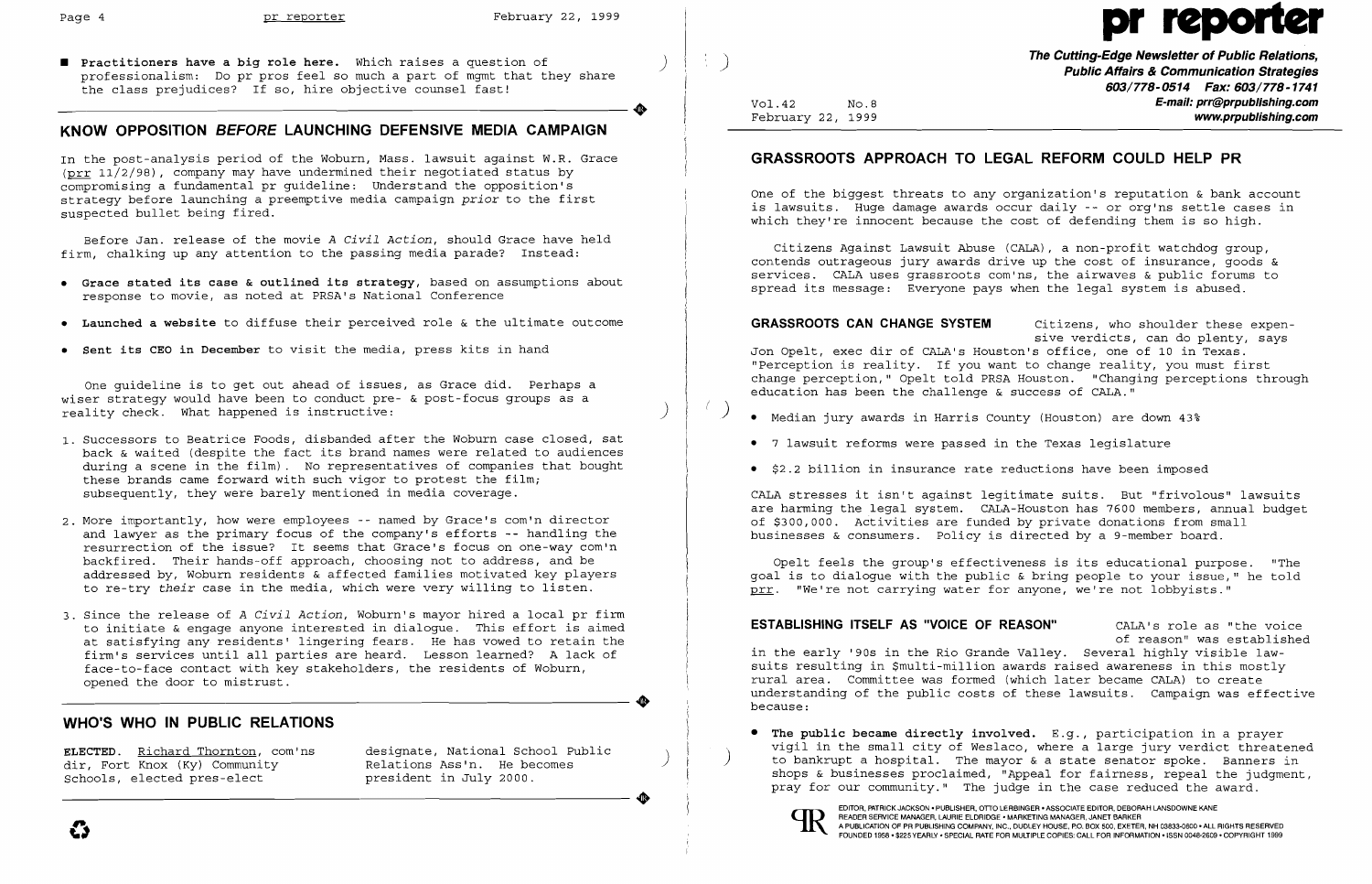■ **Practitioners have a big role here.** Which raises a question of professionalism: Do pr pros feel so much a part of mgmt that they share the class prejudices? If so, hire objective counsel fast!

## KNOW OPPOSITION *BEFORE* LAUNCHING DEFENSIVE MEDIA CAMPAIGN

In the post-analysis period of the Woburn, Mass. lawsuit against W.R. Grace (prr 11/2/98), company may have undermined their negotiated status by compromising a fundamental pr guideline: Understand the opposition's strategy before launching a preemptive media campaign *prior* to the first suspected bullet being fired.

Before Jan. release of the movie *A Civil Action*, should Grace have held firm, chalking up any attention to the passing media parade? Instead:

- **Grace stated its case & outlined its strategy**, based on assumptions about response to movie, as noted at PRSA's National Conference
- **Launched a website** to diffuse their perceived role & the ultimate outcome
- **Sent its CEO in December** to visit the media, press kits in hand

One guideline is to get out ahead of issues, as Grace did. Perhaps a wiser strategy would have been to conduct pre- & post-focus groups as a reality check. What happened is instructive:

1. Successors to Beatrice Foods, disbanded after the Woburn case closed, sat back & waited (despite the fact its brand names were related to audiences during a scene in the film). No representatives of companies that bought these brands came forward with such vigor to protest the film; subsequently, they were barely mentioned in media coverage.
2. More importantly, how were employees -- named by Grace's com'n director and lawyer as the primary focus of the company's efforts -- handling the resurrection of the issue? It seems that Grace's focus on one-way com'n backfired. Their hands-off approach, choosing not to address, and be addressed by, Woburn residents & affected families motivated key players to re-try *their* case in the media, which were very willing to listen.
3. Since the release of *A Civil Action*, Woburn's mayor hired a local pr firm to initiate & engage anyone interested in dialogue. This effort is aimed at satisfying any residents' lingering fears. He has vowed to retain the firm's services until all parties are heard. Lesson learned? A lack of face-to-face contact with key stakeholders, the residents of Woburn, opened the door to mistrust.

## WHO'S WHO IN PUBLIC RELATIONS

**ELECTED.** Richard Thornton, com'ns dir, Fort Knox (Ky) Community Schools, elected pres-elect designate, National School Public Relations Ass'n. He becomes president in July 2000.

# pr reporter

**The Cutting-Edge Newsletter of Public Relations, Public Affairs & Communication Strategies**
**603/778-0514 Fax: 603/778-1741**
**E-mail: prr@prpublishing.com**
**www.prpublishing.com**

Vol.42 No.8
February 22, 1999

## GRASSROOTS APPROACH TO LEGAL REFORM COULD HELP PR

One of the biggest threats to any organization's reputation & bank account is lawsuits. Huge damage awards occur daily -- or org'ns settle cases in which they're innocent because the cost of defending them is so high.

Citizens Against Lawsuit Abuse (CALA), a non-profit watchdog group, contends outrageous jury awards drive up the cost of insurance, goods & services. CALA uses grassroots com'ns, the airwaves & public forums to spread its message: Everyone pays when the legal system is abused.

**GRASSROOTS CAN CHANGE SYSTEM** Citizens, who shoulder these expensive verdicts, can do plenty, says Jon Opelt, exec dir of CALA's Houston's office, one of 10 in Texas. "Perception is reality. If you want to change reality, you must first change perception," Opelt told PRSA Houston. "Changing perceptions through education has been the challenge & success of CALA."

- Median jury awards in Harris County (Houston) are down 43%
- 7 lawsuit reforms were passed in the Texas legislature
- $2.2 billion in insurance rate reductions have been imposed

CALA stresses it isn't against legitimate suits. But "frivolous" lawsuits are harming the legal system. CALA-Houston has 7600 members, annual budget of $300,000. Activities are funded by private donations from small businesses & consumers. Policy is directed by a 9-member board.

Opelt feels the group's effectiveness is its educational purpose. "The goal is to dialogue with the public & bring people to your issue," he told prr. "We're not carrying water for anyone, we're not lobbyists."

**ESTABLISHING ITSELF AS "VOICE OF REASON"** CALA's role as "the voice of reason" was established in the early '90s in the Rio Grande Valley. Several highly visible lawsuits resulting in $multi-million awards raised awareness in this mostly rural area. Committee was formed (which later became CALA) to create understanding of the public costs of these lawsuits. Campaign was effective because:

- **The public became directly involved.** E.g., participation in a prayer vigil in the small city of Weslaco, where a large jury verdict threatened to bankrupt a hospital. The mayor & a state senator spoke. Banners in shops & businesses proclaimed, "Appeal for fairness, repeal the judgment, pray for our community." The judge in the case reduced the award.

EDITOR, PATRICK JACKSON • PUBLISHER, OTTO LERBINGER • ASSOCIATE EDITOR, DEBORAH LANSDOWNE KANE
READER SERVICE MANAGER, LAURIE ELDRIDGE • MARKETING MANAGER, JANET BARKER
A PUBLICATION OF PR PUBLISHING COMPANY, INC., DUDLEY HOUSE, P.O. BOX 600, EXETER, NH 03833-0600 • ALL RIGHTS RESERVED
FOUNDED 1958 • $225 YEARLY • SPECIAL RATE FOR MULTIPLE COPIES: CALL FOR INFORMATION • ISSN 0048-2609 • COPYRIGHT 1999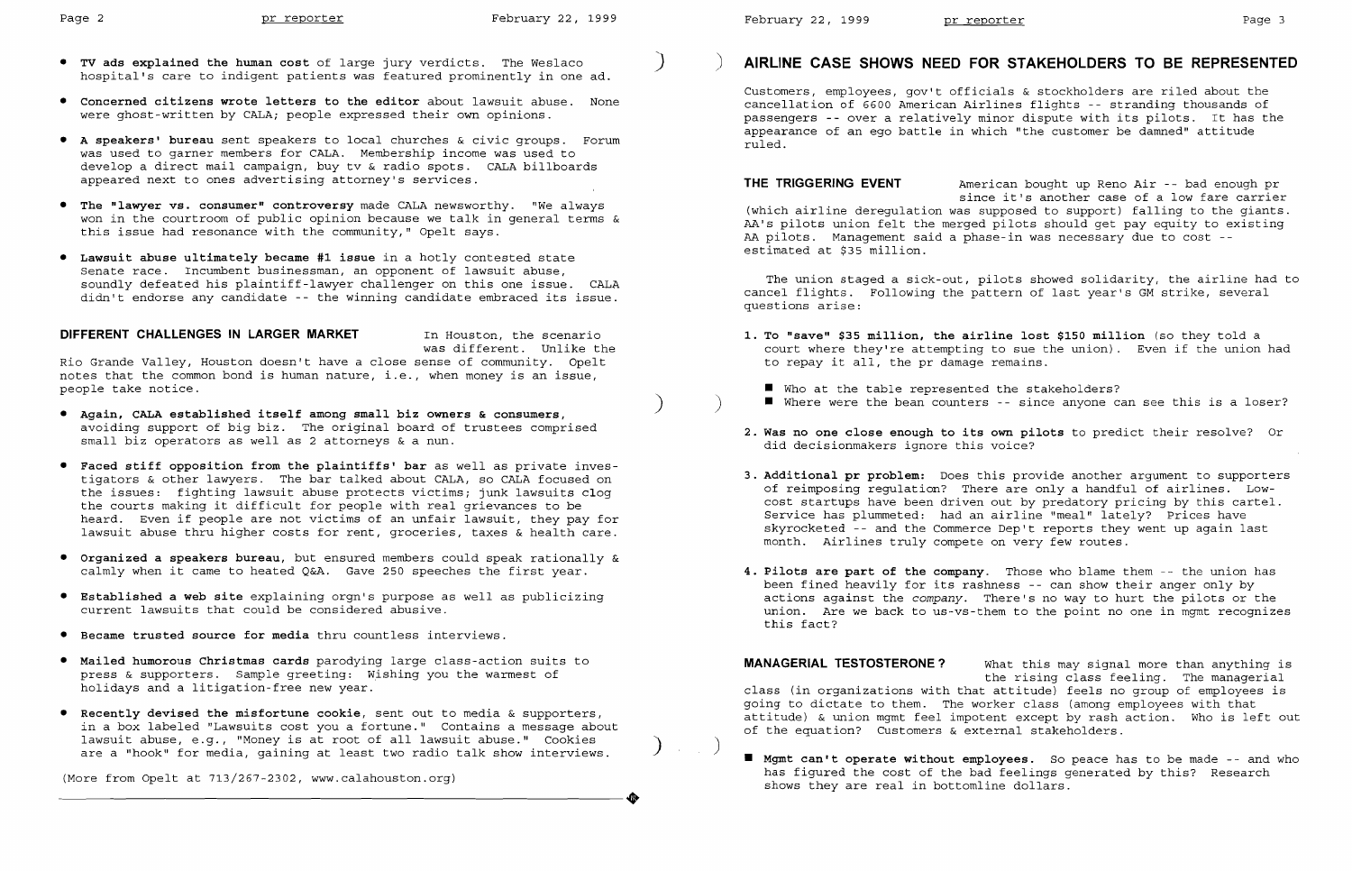- **TV ads explained the human cost** of large jury verdicts. The Weslaco hospital's care to indigent patients was featured prominently in one ad.
- **Concerned citizens wrote letters to the editor** about lawsuit abuse. None were ghost-written by CALA; people expressed their own opinions.
- **A speakers' bureau** sent speakers to local churches & civic groups. Forum was used to garner members for CALA. Membership income was used to develop a direct mail campaign, buy tv & radio spots. CALA billboards appeared next to ones advertising attorney's services.
- **The "lawyer vs. consumer" controversy** made CALA newsworthy. "We always won in the courtroom of public opinion because we talk in general terms & this issue had resonance with the community," Opelt says.
- **Lawsuit abuse ultimately became #1 issue** in a hotly contested state Senate race. Incumbent businessman, an opponent of lawsuit abuse, soundly defeated his plaintiff-lawyer challenger on this one issue. CALA didn't endorse any candidate -- the winning candidate embraced its issue.

**DIFFERENT CHALLENGES IN LARGER MARKET** In Houston, the scenario was different. Unlike the Rio Grande Valley, Houston doesn't have a close sense of community. Opelt notes that the common bond is human nature, i.e., when money is an issue, people take notice.

- **Again, CALA established itself among small biz owners & consumers,** avoiding support of big biz. The original board of trustees comprised small biz operators as well as 2 attorneys & a nun.
- **Faced stiff opposition from the plaintiffs' bar** as well as private investigators & other lawyers. The bar talked about CALA, so CALA focused on the issues: fighting lawsuit abuse protects victims; junk lawsuits clog the courts making it difficult for people with real grievances to be heard. Even if people are not victims of an unfair lawsuit, they pay for lawsuit abuse thru higher costs for rent, groceries, taxes & health care.
- **Organized a speakers bureau,** but ensured members could speak rationally & calmly when it came to heated Q&A. Gave 250 speeches the first year.
- **Established a web site** explaining orgn's purpose as well as publicizing current lawsuits that could be considered abusive.
- **Became trusted source for media** thru countless interviews.
- **Mailed humorous Christmas cards** parodying large class-action suits to press & supporters. Sample greeting: Wishing you the warmest of holidays and a litigation-free new year.
- **Recently devised the misfortune cookie,** sent out to media & supporters, in a box labeled "Lawsuits cost you a fortune." Contains a message about lawsuit abuse, e.g., "Money is at root of all lawsuit abuse." Cookies are a "hook" for media, gaining at least two radio talk show interviews.

(More from Opelt at 713/267-2302, www.calahouston.org)

## AIRLINE CASE SHOWS NEED FOR STAKEHOLDERS TO BE REPRESENTED

Customers, employees, gov't officials & stockholders are riled about the cancellation of 6600 American Airlines flights -- stranding thousands of passengers -- over a relatively minor dispute with its pilots. It has the appearance of an ego battle in which "the customer be damned" attitude ruled.

**THE TRIGGERING EVENT** American bought up Reno Air -- bad enough pr since it's another case of a low fare carrier (which airline deregulation was supposed to support) falling to the giants. AA's pilots union felt the merged pilots should get pay equity to existing AA pilots. Management said a phase-in was necessary due to cost -- estimated at $35 million.

The union staged a sick-out, pilots showed solidarity, the airline had to cancel flights. Following the pattern of last year's GM strike, several questions arise:

1. **To "save" $35 million, the airline lost $150 million** (so they told a court where they're attempting to sue the union). Even if the union had to repay it all, the pr damage remains.
   - Who at the table represented the stakeholders?
   - Where were the bean counters -- since anyone can see this is a loser?
2. **Was no one close enough to its own pilots** to predict their resolve? Or did decisionmakers ignore this voice?
3. **Additional pr problem:** Does this provide another argument to supporters of reimposing regulation? There are only a handful of airlines. Low-cost startups have been driven out by predatory pricing by this cartel. Service has plummeted: had an airline "meal" lately? Prices have skyrocketed -- and the Commerce Dep't reports they went up again last month. Airlines truly compete on very few routes.
4. **Pilots are part of the company.** Those who blame them -- the union has been fined heavily for its rashness -- can show their anger only by actions against the *company*. There's no way to hurt the pilots or the union. Are we back to us-vs-them to the point no one in mgmt recognizes this fact?

**MANAGERIAL TESTOSTERONE?** What this may signal more than anything is the rising class feeling. The managerial class (in organizations with that attitude) feels no group of employees is going to dictate to them. The worker class (among employees with that attitude) & union mgmt feel impotent except by rash action. Who is left out of the equation? Customers & external stakeholders.

- **Mgmt can't operate without employees.** So peace has to be made -- and who has figured the cost of the bad feelings generated by this? Research shows they are real in bottomline dollars.